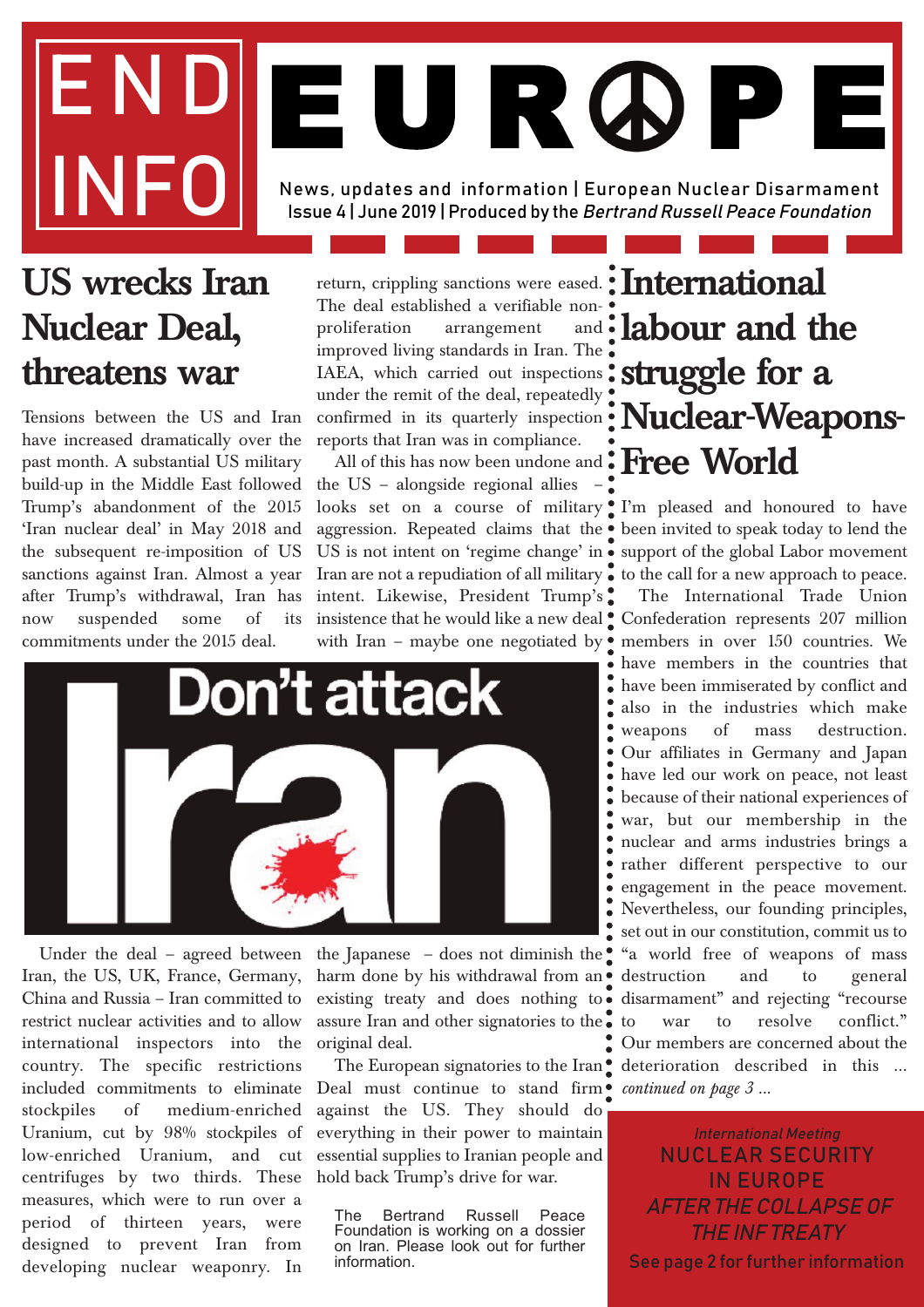# END INFO EUROPE

News, updates and information | European Nuclear Disarmament
Issue 4 | June 2019 | Produced by the *Bertrand Russell Peace Foundation*

## US wrecks Iran Nuclear Deal, threatens war

Tensions between the US and Iran have increased dramatically over the past month. A substantial US military build-up in the Middle East followed Trump's abandonment of the 2015 'Iran nuclear deal' in May 2018 and the subsequent re-imposition of US sanctions against Iran. Almost a year after Trump's withdrawal, Iran has now suspended some of its commitments under the 2015 deal.

Don't attack Iran

Under the deal – agreed between Iran, the US, UK, France, Germany, China and Russia – Iran committed to restrict nuclear activities and to allow international inspectors into the country. The specific restrictions included commitments to eliminate stockpiles of medium-enriched Uranium, cut by 98% stockpiles of low-enriched Uranium, and cut centrifuges by two thirds. These measures, which were to run over a period of thirteen years, were designed to prevent Iran from developing nuclear weaponry. In return, crippling sanctions were eased. The deal established a verifiable non-proliferation arrangement and improved living standards in Iran. The IAEA, which carried out inspections under the remit of the deal, repeatedly confirmed in its quarterly inspection reports that Iran was in compliance.

All of this has now been undone and the US – alongside regional allies – looks set on a course of military aggression. Repeated claims that the US is not intent on 'regime change' in Iran are not a repudiation of all military intent. Likewise, President Trump's insistence that he would like a new deal with Iran – maybe one negotiated by the Japanese – does not diminish the harm done by his withdrawal from an existing treaty and does nothing to assure Iran and other signatories to the original deal.

The European signatories to the Iran Deal must continue to stand firm against the US. They should do everything in their power to maintain essential supplies to Iranian people and hold back Trump's drive for war.

The Bertrand Russell Peace Foundation is working on a dossier on Iran. Please look out for further information.

## International labour and the struggle for a Nuclear-Weapons-Free World

I'm pleased and honoured to have been invited to speak today to lend the support of the global Labor movement to the call for a new approach to peace.

The International Trade Union Confederation represents 207 million members in over 150 countries. We have members in the countries that have been immiserated by conflict and also in the industries which make weapons of mass destruction. Our affiliates in Germany and Japan have led our work on peace, not least because of their national experiences of war, but our membership in the nuclear and arms industries brings a rather different perspective to our engagement in the peace movement. Nevertheless, our founding principles, set out in our constitution, commit us to "a world free of weapons of mass destruction and to general disarmament" and rejecting "recourse to war to resolve conflict." Our members are concerned about the deterioration described in this … *continued on page 3 …*

*International Meeting*
NUCLEAR SECURITY IN EUROPE
*AFTER THE COLLAPSE OF THE INF TREATY*
See page 2 for further information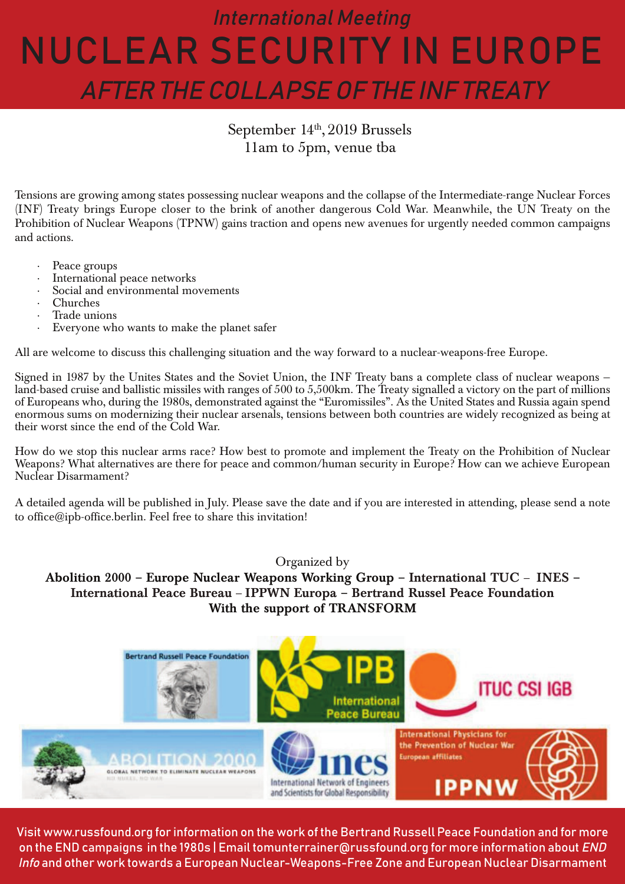*International Meeting*

# NUCLEAR SECURITY IN EUROPE

## *AFTER THE COLLAPSE OF THE INF TREATY*

September 14th, 2019 Brussels
11am to 5pm, venue tba

Tensions are growing among states possessing nuclear weapons and the collapse of the Intermediate-range Nuclear Forces (INF) Treaty brings Europe closer to the brink of another dangerous Cold War. Meanwhile, the UN Treaty on the Prohibition of Nuclear Weapons (TPNW) gains traction and opens new avenues for urgently needed common campaigns and actions.

- Peace groups
- International peace networks
- Social and environmental movements
- Churches
- Trade unions
- Everyone who wants to make the planet safer

All are welcome to discuss this challenging situation and the way forward to a nuclear-weapons-free Europe.

Signed in 1987 by the Unites States and the Soviet Union, the INF Treaty bans a complete class of nuclear weapons – land-based cruise and ballistic missiles with ranges of 500 to 5,500km. The Treaty signalled a victory on the part of millions of Europeans who, during the 1980s, demonstrated against the "Euromissiles". As the United States and Russia again spend enormous sums on modernizing their nuclear arsenals, tensions between both countries are widely recognized as being at their worst since the end of the Cold War.

How do we stop this nuclear arms race? How best to promote and implement the Treaty on the Prohibition of Nuclear Weapons? What alternatives are there for peace and common/human security in Europe? How can we achieve European Nuclear Disarmament?

A detailed agenda will be published in July. Please save the date and if you are interested in attending, please send a note to office@ipb-office.berlin. Feel free to share this invitation!

Organized by

**Abolition 2000 – Europe Nuclear Weapons Working Group – International TUC – INES – International Peace Bureau – IPPWN Europa – Bertrand Russel Peace Foundation**
**With the support of TRANSFORM**

Bertrand Russell Peace Foundation

IPB International Peace Bureau

ITUC CSI IGB

ABOLITION 2000 GLOBAL NETWORK TO ELIMINATE NUCLEAR WEAPONS

ines International Network of Engineers and Scientists for Global Responsibility

International Physicians for the Prevention of Nuclear War European affiliates IPPNW

Visit www.russfound.org for information on the work of the Bertrand Russell Peace Foundation and for more on the END campaigns in the 1980s | Email tomunterrainer@russfound.org for more information about *END Info* and other work towards a European Nuclear-Weapons-Free Zone and European Nuclear Disarmament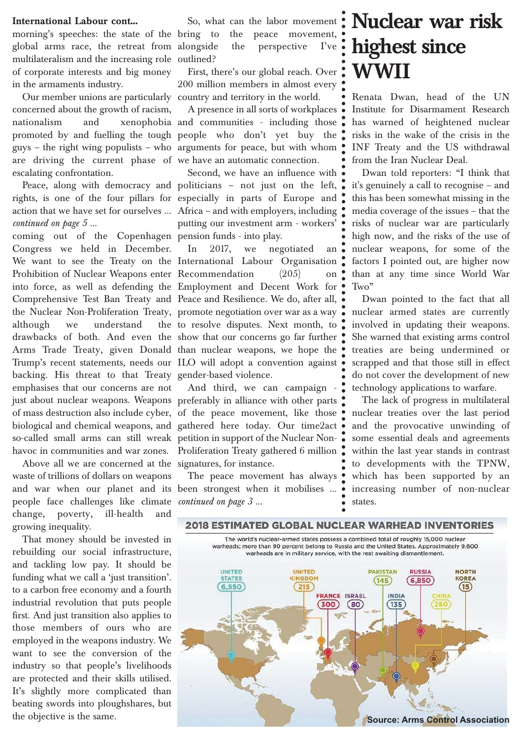**International Labour cont...**

morning's speeches: the state of the global arms race, the retreat from multilateralism and the increasing role of corporate interests and big money in the armaments industry.

Our member unions are particularly concerned about the growth of racism, nationalism and xenophobia promoted by and fuelling the tough guys – the right wing populists – who are driving the current phase of escalating confrontation.

Peace, along with democracy and rights, is one of the four pillars for action that we have set for ourselves ... *continued on page 5 ...*

coming out of the Copenhagen Congress we held in December. We want to see the Treaty on the Prohibition of Nuclear Weapons enter into force, as well as defending the Comprehensive Test Ban Treaty and the Nuclear Non-Proliferation Treaty, although we understand the drawbacks of both. And even the Arms Trade Treaty, given Donald Trump's recent statements, needs our backing. His threat to that Treaty emphasises that our concerns are not just about nuclear weapons. Weapons of mass destruction also include cyber, biological and chemical weapons, and so-called small arms can still wreak havoc in communities and war zones.

Above all we are concerned at the waste of trillions of dollars on weapons and war when our planet and its people face challenges like climate change, poverty, ill-health and growing inequality.

That money should be invested in rebuilding our social infrastructure, and tackling low pay. It should be funding what we call a 'just transition'. to a carbon free economy and a fourth industrial revolution that puts people first. And just transition also applies to those members of ours who are employed in the weapons industry. We want to see the conversion of the industry so that people's livelihoods are protected and their skills utilised. It's slightly more complicated than beating swords into ploughshares, but the objective is the same.

So, what can the labor movement bring to the peace movement, alongside the perspective I've outlined?

First, there's our global reach. Over 200 million members in almost every country and territory in the world.

A presence in all sorts of workplaces and communities - including those people who don't yet buy the arguments for peace, but with whom we have an automatic connection.

Second, we have an influence with politicians – not just on the left, especially in parts of Europe and Africa – and with employers, including putting our investment arm - workers' pension funds - into play.

In 2017, we negotiated an International Labour Organisation Recommendation (205) on Employment and Decent Work for Peace and Resilience. We do, after all, promote negotiation over war as a way to resolve disputes. Next month, to show that our concerns go far further than nuclear weapons, we hope the ILO will adopt a convention against gender-based violence.

And third, we can campaign - preferably in alliance with other parts of the peace movement, like those gathered here today. Our time2act petition in support of the Nuclear Non-Proliferation Treaty gathered 6 million signatures, for instance.

The peace movement has always been strongest when it mobilises ... *continued on page 3 ...*

# Nuclear war risk highest since WWII

Renata Dwan, head of the UN Institute for Disarmament Research has warned of heightened nuclear risks in the wake of the crisis in the INF Treaty and the US withdrawal from the Iran Nuclear Deal.

Dwan told reporters: "I think that it's genuinely a call to recognise – and this has been somewhat missing in the media coverage of the issues – that the risks of nuclear war are particularly high now, and the risks of the use of nuclear weapons, for some of the factors I pointed out, are higher now than at any time since World War Two"

Dwan pointed to the fact that all nuclear armed states are currently involved in updating their weapons. She warned that existing arms control treaties are being undermined or scrapped and that those still in effect do not cover the development of new technology applications to warfare.

The lack of progress in multilateral nuclear treaties over the last period and the provocative unwinding of some essential deals and agreements within the last year stands in contrast to developments with the TPNW, which has been supported by an increasing number of non-nuclear states.

**2018 ESTIMATED GLOBAL NUCLEAR WARHEAD INVENTORIES**

The world's nuclear-armed states possess a combined total of roughly 15,000 nuclear warheads; more than 90 percent belong to Russia and the United States. Approximately 9,600 warheads are in military service, with the rest awaiting dismantlement.

| Country | Warheads |
|---|---|
| United States | 6,550 |
| United Kingdom | 215 |
| France | 300 |
| Israel | 80 |
| Pakistan | 145 |
| India | 135 |
| Russia | 6,850 |
| China | 280 |
| North Korea | 15 |

**Source: Arms Control Association**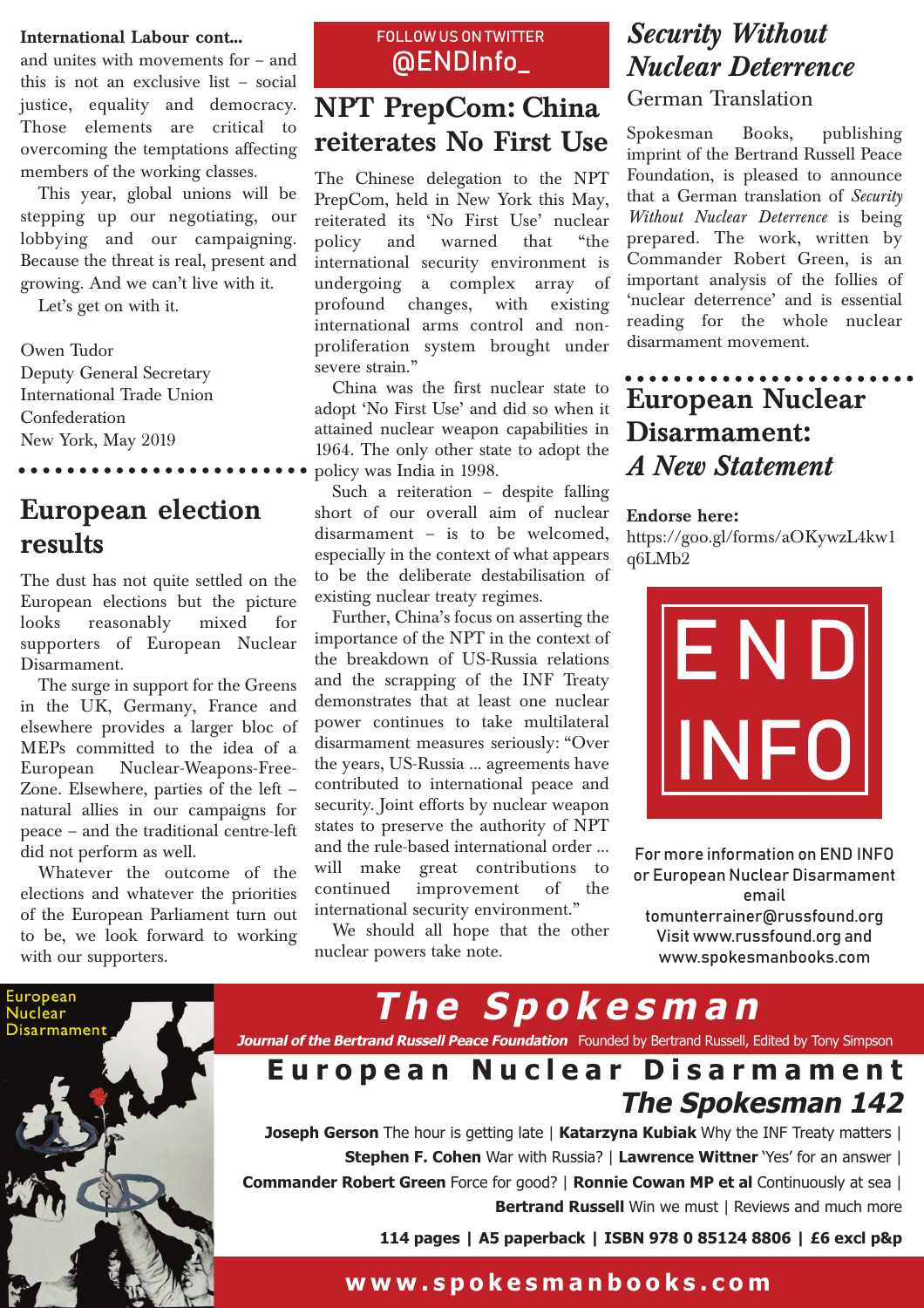**International Labour cont...**

and unites with movements for – and this is not an exclusive list – social justice, equality and democracy. Those elements are critical to overcoming the temptations affecting members of the working classes.

This year, global unions will be stepping up our negotiating, our lobbying and our campaigning. Because the threat is real, present and growing. And we can't live with it.

Let's get on with it.

Owen Tudor
Deputy General Secretary
International Trade Union Confederation
New York, May 2019

## European election results

The dust has not quite settled on the European elections but the picture looks reasonably mixed for supporters of European Nuclear Disarmament.

The surge in support for the Greens in the UK, Germany, France and elsewhere provides a larger bloc of MEPs committed to the idea of a European Nuclear-Weapons-Free-Zone. Elsewhere, parties of the left – natural allies in our campaigns for peace – and the traditional centre-left did not perform as well.

Whatever the outcome of the elections and whatever the priorities of the European Parliament turn out to be, we look forward to working with our supporters.

FOLLOW US ON TWITTER
@ENDInfo_

## NPT PrepCom: China reiterates No First Use

The Chinese delegation to the NPT PrepCom, held in New York this May, reiterated its 'No First Use' nuclear policy and warned that "the international security environment is undergoing a complex array of profound changes, with existing international arms control and non-proliferation system brought under severe strain."

China was the first nuclear state to adopt 'No First Use' and did so when it attained nuclear weapon capabilities in 1964. The only other state to adopt the policy was India in 1998.

Such a reiteration – despite falling short of our overall aim of nuclear disarmament – is to be welcomed, especially in the context of what appears to be the deliberate destabilisation of existing nuclear treaty regimes.

Further, China's focus on asserting the importance of the NPT in the context of the breakdown of US-Russia relations and the scrapping of the INF Treaty demonstrates that at least one nuclear power continues to take multilateral disarmament measures seriously: "Over the years, US-Russia ... agreements have contributed to international peace and security. Joint efforts by nuclear weapon states to preserve the authority of NPT and the rule-based international order ... will make great contributions to continued improvement of the international security environment."

We should all hope that the other nuclear powers take note.

## *Security Without Nuclear Deterrence*

German Translation

Spokesman Books, publishing imprint of the Bertrand Russell Peace Foundation, is pleased to announce that a German translation of *Security Without Nuclear Deterrence* is being prepared. The work, written by Commander Robert Green, is an important analysis of the follies of 'nuclear deterrence' and is essential reading for the whole nuclear disarmament movement.

## European Nuclear Disarmament: *A New Statement*

**Endorse here:**
https://goo.gl/forms/aOKywzL4kw1q6LMb2

END INFO

For more information on END INFO or European Nuclear Disarmament email
tomunterrainer@russfound.org
Visit www.russfound.org and www.spokesmanbooks.com

European Nuclear Disarmament

# The Spokesman

***Journal of the Bertrand Russell Peace Foundation*** Founded by Bertrand Russell, Edited by Tony Simpson

## European Nuclear Disarmament
## *The Spokesman 142*

**Joseph Gerson** The hour is getting late | **Katarzyna Kubiak** Why the INF Treaty matters | **Stephen F. Cohen** War with Russia? | **Lawrence Wittner** 'Yes' for an answer | **Commander Robert Green** Force for good? | **Ronnie Cowan MP et al** Continuously at sea | **Bertrand Russell** Win we must | Reviews and much more

**114 pages | A5 paperback | ISBN 978 0 85124 8806 | £6 excl p&p**

**www.spokesmanbooks.com**